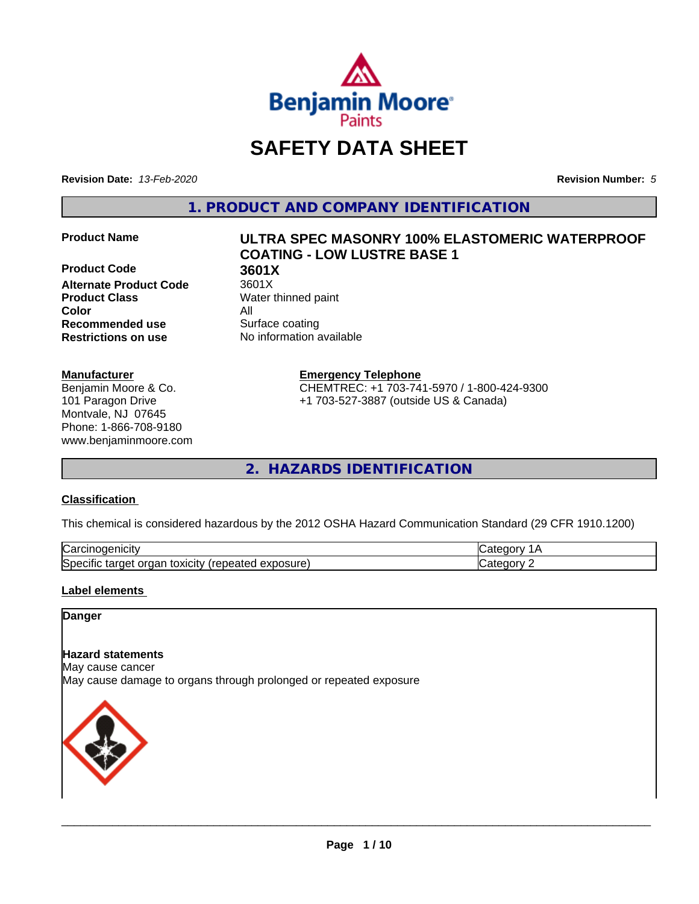# SAFETY DATA SHEET

**Revision Date:** *13-Feb-2020*

**Revision Number:** *5*

## 1. PRODUCT AND COMPANY IDENTIFICATION

| | |
|---|---|
| **Product Name** | **ULTRA SPEC MASONRY 100% ELASTOMERIC WATERPROOF COATING - LOW LUSTRE BASE 1** |
| **Product Code** | **3601X** |
| **Alternate Product Code** | 3601X |
| **Product Class** | Water thinned paint |
| **Color** | All |
| **Recommended use** | Surface coating |
| **Restrictions on use** | No information available |

**Manufacturer**
Benjamin Moore & Co.
101 Paragon Drive
Montvale, NJ 07645
Phone: 1-866-708-9180
www.benjaminmoore.com

**Emergency Telephone**
CHEMTREC: +1 703-741-5970 / 1-800-424-9300
+1 703-527-3887 (outside US & Canada)

## 2. HAZARDS IDENTIFICATION

**Classification**

This chemical is considered hazardous by the 2012 OSHA Hazard Communication Standard (29 CFR 1910.1200)

| | |
|---|---|
| Carcinogenicity | Category 1A |
| Specific target organ toxicity (repeated exposure) | Category 2 |

**Label elements**

**Danger**

**Hazard statements**
May cause cancer
May cause damage to organs through prolonged or repeated exposure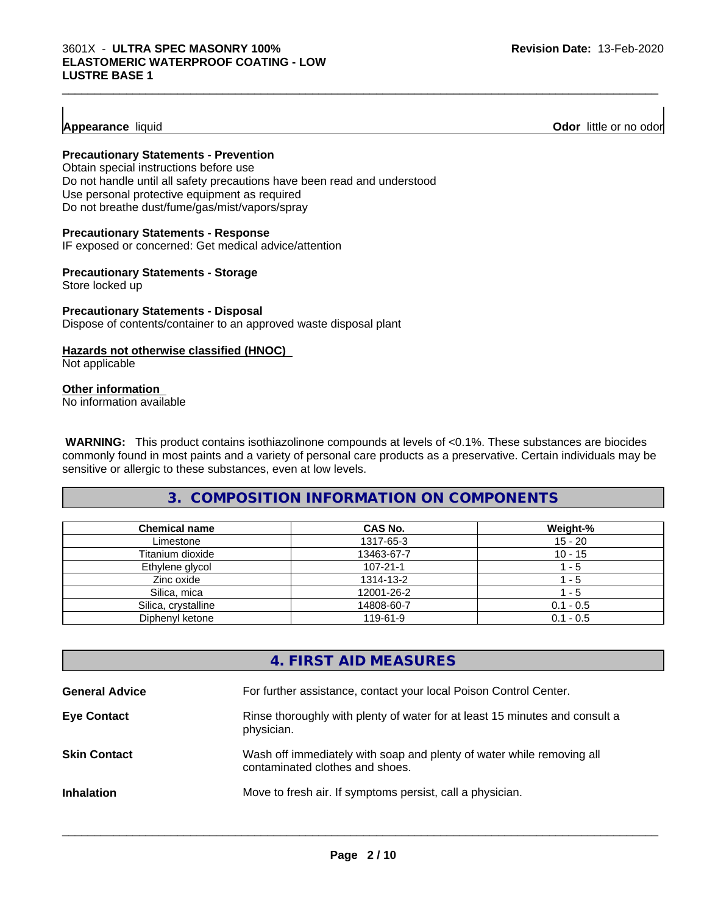**Appearance** liquid **Odor** little or no odor

**Precautionary Statements - Prevention**

Obtain special instructions before use
Do not handle until all safety precautions have been read and understood
Use personal protective equipment as required
Do not breathe dust/fume/gas/mist/vapors/spray

**Precautionary Statements - Response**

IF exposed or concerned: Get medical advice/attention

**Precautionary Statements - Storage**

Store locked up

**Precautionary Statements - Disposal**

Dispose of contents/container to an approved waste disposal plant

**Hazards not otherwise classified (HNOC)**

Not applicable

**Other information**

No information available

**WARNING:** This product contains isothiazolinone compounds at levels of <0.1%. These substances are biocides commonly found in most paints and a variety of personal care products as a preservative. Certain individuals may be sensitive or allergic to these substances, even at low levels.

## 3. COMPOSITION INFORMATION ON COMPONENTS

| Chemical name | CAS No. | Weight-% |
|---|---|---|
| Limestone | 1317-65-3 | 15 - 20 |
| Titanium dioxide | 13463-67-7 | 10 - 15 |
| Ethylene glycol | 107-21-1 | 1 - 5 |
| Zinc oxide | 1314-13-2 | 1 - 5 |
| Silica, mica | 12001-26-2 | 1 - 5 |
| Silica, crystalline | 14808-60-7 | 0.1 - 0.5 |
| Diphenyl ketone | 119-61-9 | 0.1 - 0.5 |

## 4. FIRST AID MEASURES

**General Advice** For further assistance, contact your local Poison Control Center.

**Eye Contact** Rinse thoroughly with plenty of water for at least 15 minutes and consult a physician.

**Skin Contact** Wash off immediately with soap and plenty of water while removing all contaminated clothes and shoes.

**Inhalation** Move to fresh air. If symptoms persist, call a physician.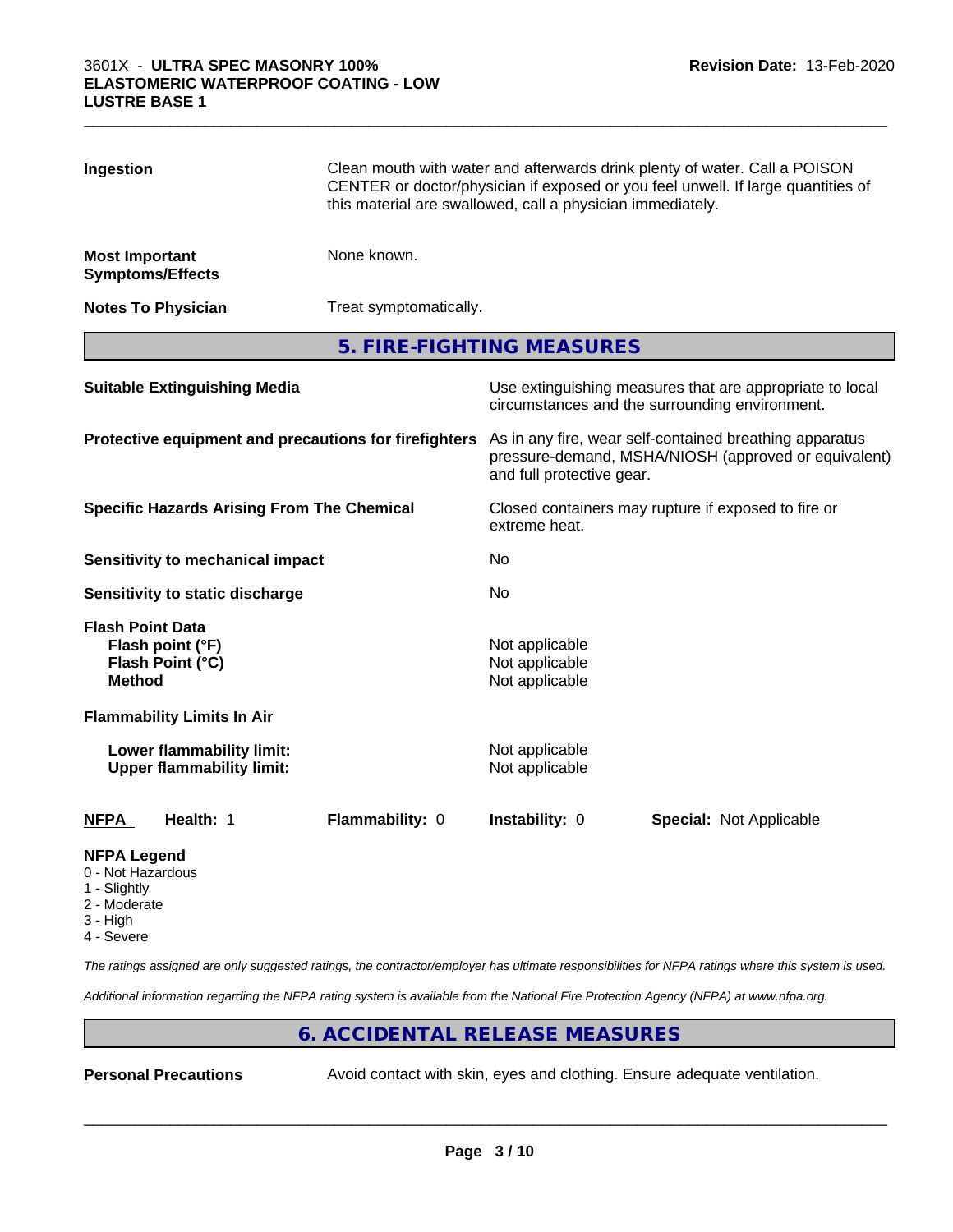| | |
|---|---|
| **Ingestion** | Clean mouth with water and afterwards drink plenty of water. Call a POISON CENTER or doctor/physician if exposed or you feel unwell. If large quantities of this material are swallowed, call a physician immediately. |
| **Most Important Symptoms/Effects** | None known. |
| **Notes To Physician** | Treat symptomatically. |

## 5. FIRE-FIGHTING MEASURES

| | |
|---|---|
| **Suitable Extinguishing Media** | Use extinguishing measures that are appropriate to local circumstances and the surrounding environment. |
| **Protective equipment and precautions for firefighters** | As in any fire, wear self-contained breathing apparatus pressure-demand, MSHA/NIOSH (approved or equivalent) and full protective gear. |
| **Specific Hazards Arising From The Chemical** | Closed containers may rupture if exposed to fire or extreme heat. |
| **Sensitivity to mechanical impact** | No |
| **Sensitivity to static discharge** | No |

**Flash Point Data**

| | |
|---|---|
| **Flash point (°F)** | Not applicable |
| **Flash Point (°C)** | Not applicable |
| **Method** | Not applicable |

**Flammability Limits In Air**

| | |
|---|---|
| **Lower flammability limit:** | Not applicable |
| **Upper flammability limit:** | Not applicable |

| **NFPA** | **Health:** 1 | **Flammability:** 0 | **Instability:** 0 | **Special:** Not Applicable |
|---|---|---|---|---|

**NFPA Legend**
- 0 - Not Hazardous
- 1 - Slightly
- 2 - Moderate
- 3 - High
- 4 - Severe

*The ratings assigned are only suggested ratings, the contractor/employer has ultimate responsibilities for NFPA ratings where this system is used.*

*Additional information regarding the NFPA rating system is available from the National Fire Protection Agency (NFPA) at www.nfpa.org.*

## 6. ACCIDENTAL RELEASE MEASURES

| | |
|---|---|
| **Personal Precautions** | Avoid contact with skin, eyes and clothing. Ensure adequate ventilation. |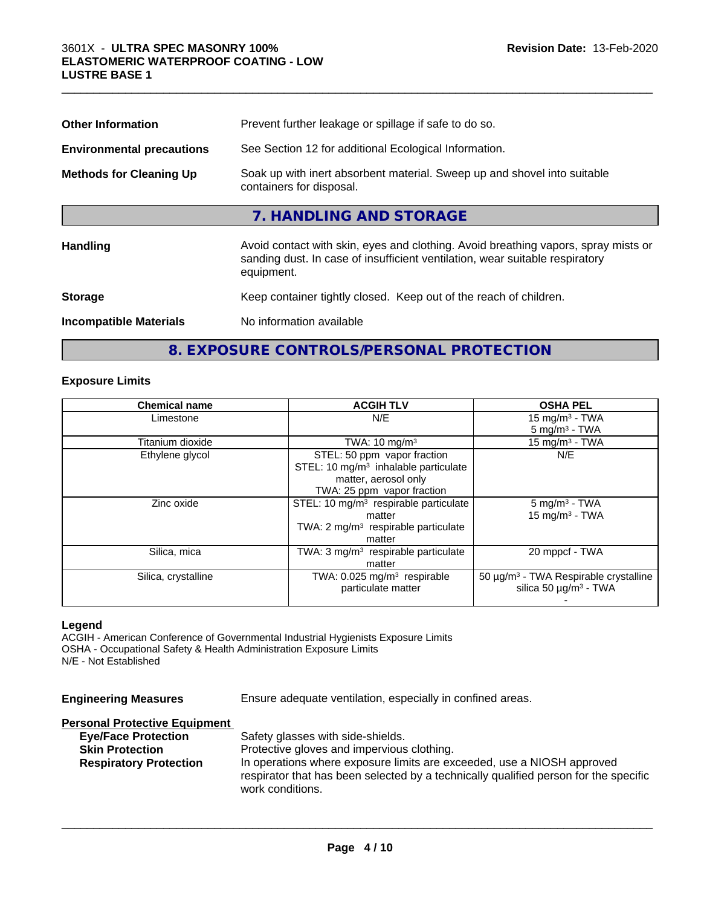| | |
|---|---|
| **Other Information** | Prevent further leakage or spillage if safe to do so. |
| **Environmental precautions** | See Section 12 for additional Ecological Information. |
| **Methods for Cleaning Up** | Soak up with inert absorbent material. Sweep up and shovel into suitable containers for disposal. |

## 7. HANDLING AND STORAGE

| | |
|---|---|
| **Handling** | Avoid contact with skin, eyes and clothing. Avoid breathing vapors, spray mists or sanding dust. In case of insufficient ventilation, wear suitable respiratory equipment. |
| **Storage** | Keep container tightly closed. Keep out of the reach of children. |
| **Incompatible Materials** | No information available |

## 8. EXPOSURE CONTROLS/PERSONAL PROTECTION

### Exposure Limits

| Chemical name | ACGIH TLV | OSHA PEL |
|---|---|---|
| Limestone | N/E | 15 mg/m³ - TWA<br>5 mg/m³ - TWA |
| Titanium dioxide | TWA: 10 mg/m³ | 15 mg/m³ - TWA |
| Ethylene glycol | STEL: 50 ppm vapor fraction<br>STEL: 10 mg/m³ inhalable particulate matter, aerosol only<br>TWA: 25 ppm vapor fraction | N/E |
| Zinc oxide | STEL: 10 mg/m³ respirable particulate matter<br>TWA: 2 mg/m³ respirable particulate matter | 5 mg/m³ - TWA<br>15 mg/m³ - TWA |
| Silica, mica | TWA: 3 mg/m³ respirable particulate matter | 20 mppcf - TWA |
| Silica, crystalline | TWA: 0.025 mg/m³ respirable particulate matter | 50 µg/m³ - TWA Respirable crystalline silica 50 µg/m³ - TWA<br>- |

**Legend**

ACGIH - American Conference of Governmental Industrial Hygienists Exposure Limits
OSHA - Occupational Safety & Health Administration Exposure Limits
N/E - Not Established

**Engineering Measures** Ensure adequate ventilation, especially in confined areas.

**Personal Protective Equipment**

- **Eye/Face Protection** Safety glasses with side-shields.
- **Skin Protection** Protective gloves and impervious clothing.
- **Respiratory Protection** In operations where exposure limits are exceeded, use a NIOSH approved respirator that has been selected by a technically qualified person for the specific work conditions.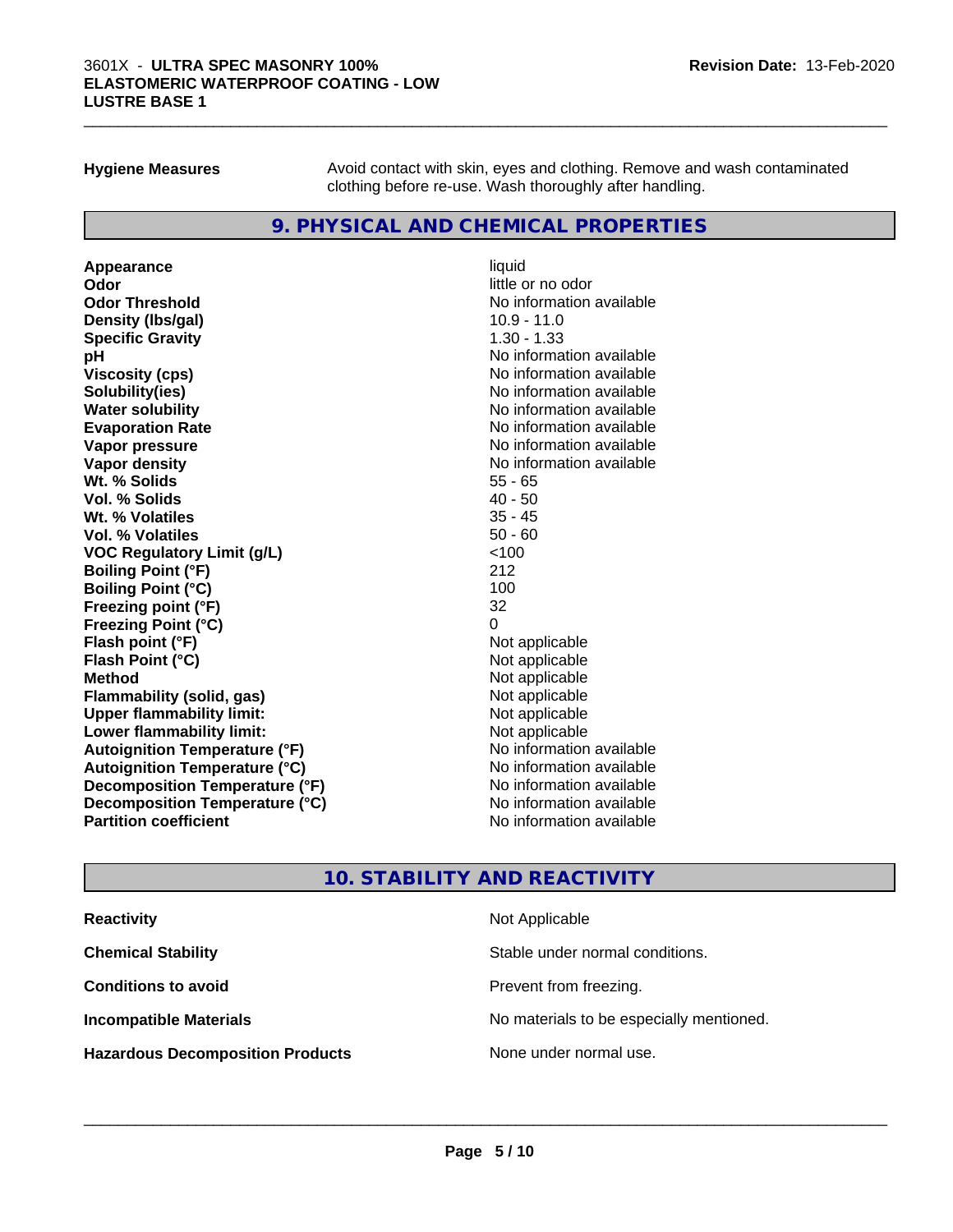| | |
|---|---|
| **Hygiene Measures** | Avoid contact with skin, eyes and clothing. Remove and wash contaminated clothing before re-use. Wash thoroughly after handling. |

## 9. PHYSICAL AND CHEMICAL PROPERTIES

| | |
|---|---|
| **Appearance** | liquid |
| **Odor** | little or no odor |
| **Odor Threshold** | No information available |
| **Density (lbs/gal)** | 10.9 - 11.0 |
| **Specific Gravity** | 1.30 - 1.33 |
| **pH** | No information available |
| **Viscosity (cps)** | No information available |
| **Solubility(ies)** | No information available |
| **Water solubility** | No information available |
| **Evaporation Rate** | No information available |
| **Vapor pressure** | No information available |
| **Vapor density** | No information available |
| **Wt. % Solids** | 55 - 65 |
| **Vol. % Solids** | 40 - 50 |
| **Wt. % Volatiles** | 35 - 45 |
| **Vol. % Volatiles** | 50 - 60 |
| **VOC Regulatory Limit (g/L)** | <100 |
| **Boiling Point (°F)** | 212 |
| **Boiling Point (°C)** | 100 |
| **Freezing point (°F)** | 32 |
| **Freezing Point (°C)** | 0 |
| **Flash point (°F)** | Not applicable |
| **Flash Point (°C)** | Not applicable |
| **Method** | Not applicable |
| **Flammability (solid, gas)** | Not applicable |
| **Upper flammability limit:** | Not applicable |
| **Lower flammability limit:** | Not applicable |
| **Autoignition Temperature (°F)** | No information available |
| **Autoignition Temperature (°C)** | No information available |
| **Decomposition Temperature (°F)** | No information available |
| **Decomposition Temperature (°C)** | No information available |
| **Partition coefficient** | No information available |

## 10. STABILITY AND REACTIVITY

| | |
|---|---|
| **Reactivity** | Not Applicable |
| **Chemical Stability** | Stable under normal conditions. |
| **Conditions to avoid** | Prevent from freezing. |
| **Incompatible Materials** | No materials to be especially mentioned. |
| **Hazardous Decomposition Products** | None under normal use. |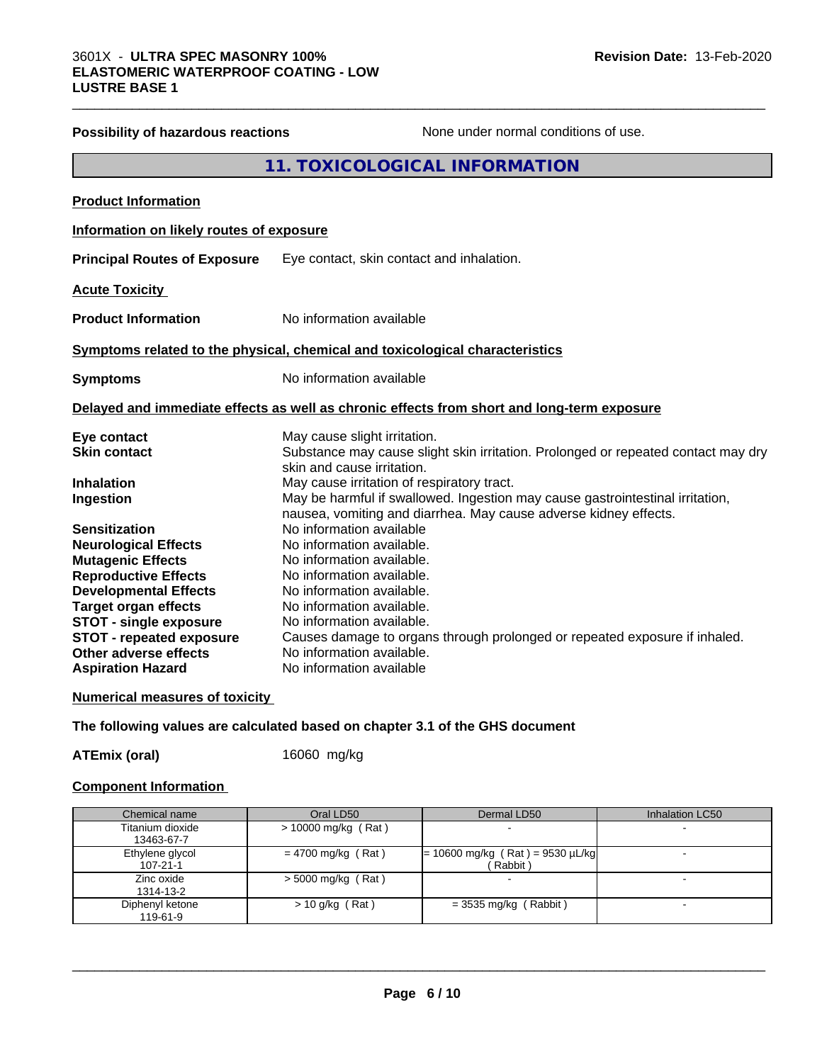**Possibility of hazardous reactions** None under normal conditions of use.

## 11. TOXICOLOGICAL INFORMATION

**Product Information**

**Information on likely routes of exposure**

**Principal Routes of Exposure** Eye contact, skin contact and inhalation.

**Acute Toxicity**

**Product Information** No information available

**Symptoms related to the physical, chemical and toxicological characteristics**

**Symptoms** No information available

**Delayed and immediate effects as well as chronic effects from short and long-term exposure**

**Eye contact** May cause slight irritation.
**Skin contact** Substance may cause slight skin irritation. Prolonged or repeated contact may dry skin and cause irritation.
**Inhalation** May cause irritation of respiratory tract.
**Ingestion** May be harmful if swallowed. Ingestion may cause gastrointestinal irritation, nausea, vomiting and diarrhea. May cause adverse kidney effects.
**Sensitization** No information available
**Neurological Effects** No information available.
**Mutagenic Effects** No information available.
**Reproductive Effects** No information available.
**Developmental Effects** No information available.
**Target organ effects** No information available.
**STOT - single exposure** No information available.
**STOT - repeated exposure** Causes damage to organs through prolonged or repeated exposure if inhaled.
**Other adverse effects** No information available.
**Aspiration Hazard** No information available

**Numerical measures of toxicity**

**The following values are calculated based on chapter 3.1 of the GHS document**

**ATEmix (oral)** 16060 mg/kg

**Component Information**

| Chemical name | Oral LD50 | Dermal LD50 | Inhalation LC50 |
|---|---|---|---|
| Titanium dioxide 13463-67-7 | > 10000 mg/kg ( Rat ) | - | - |
| Ethylene glycol 107-21-1 | = 4700 mg/kg ( Rat ) | = 10600 mg/kg ( Rat ) = 9530 µL/kg ( Rabbit ) | - |
| Zinc oxide 1314-13-2 | > 5000 mg/kg ( Rat ) | - | - |
| Diphenyl ketone 119-61-9 | > 10 g/kg ( Rat ) | = 3535 mg/kg ( Rabbit ) | - |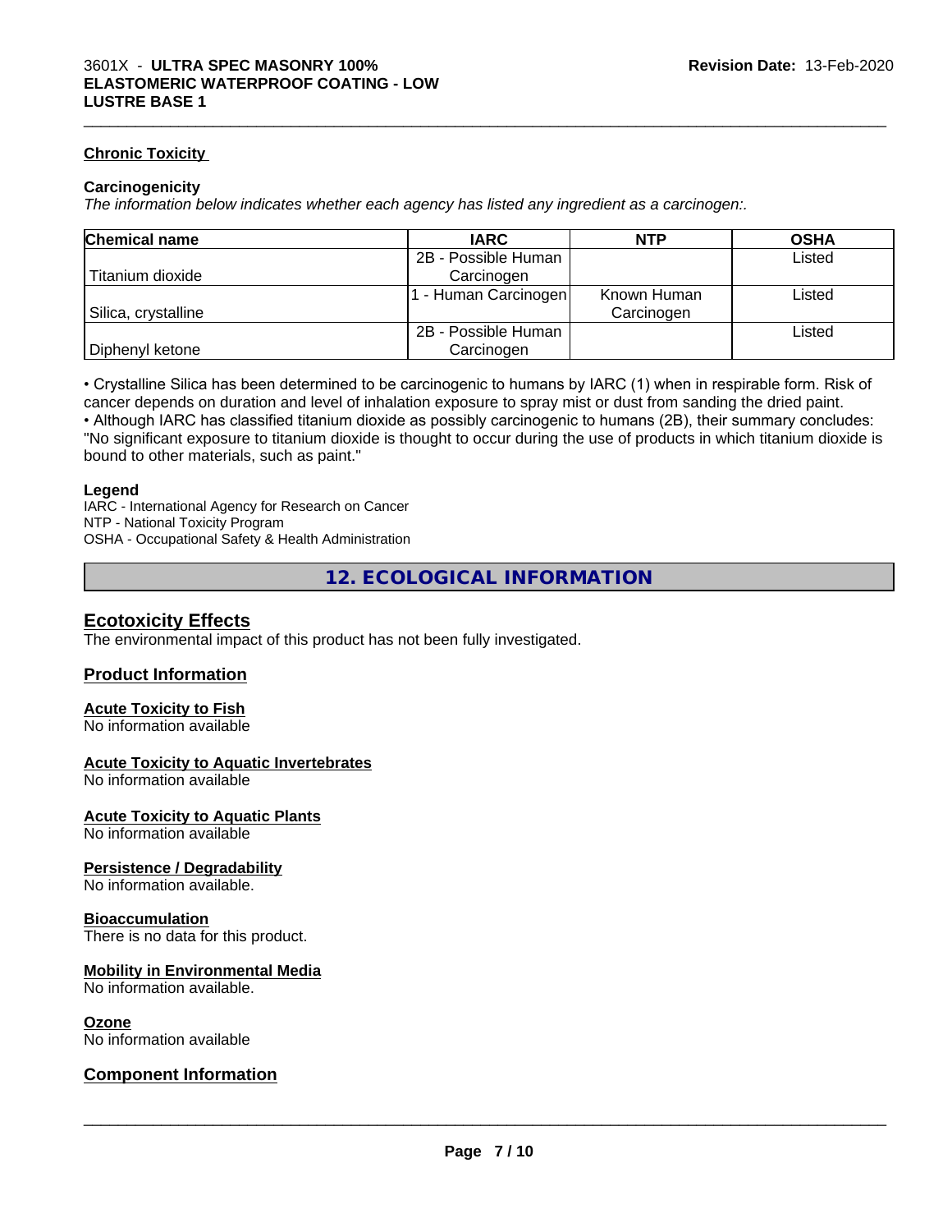### Chronic Toxicity

#### Carcinogenicity

*The information below indicates whether each agency has listed any ingredient as a carcinogen:.*

| Chemical name | IARC | NTP | OSHA |
|---|---|---|---|
| Titanium dioxide | 2B - Possible Human Carcinogen | | Listed |
| Silica, crystalline | 1 - Human Carcinogen | Known Human Carcinogen | Listed |
| Diphenyl ketone | 2B - Possible Human Carcinogen | | Listed |

• Crystalline Silica has been determined to be carcinogenic to humans by IARC (1) when in respirable form. Risk of cancer depends on duration and level of inhalation exposure to spray mist or dust from sanding the dried paint.
• Although IARC has classified titanium dioxide as possibly carcinogenic to humans (2B), their summary concludes: "No significant exposure to titanium dioxide is thought to occur during the use of products in which titanium dioxide is bound to other materials, such as paint."

#### Legend

IARC - International Agency for Research on Cancer
NTP - National Toxicity Program
OSHA - Occupational Safety & Health Administration

## 12. ECOLOGICAL INFORMATION

### Ecotoxicity Effects

The environmental impact of this product has not been fully investigated.

### Product Information

#### Acute Toxicity to Fish

No information available

#### Acute Toxicity to Aquatic Invertebrates

No information available

#### Acute Toxicity to Aquatic Plants

No information available

#### Persistence / Degradability

No information available.

#### Bioaccumulation

There is no data for this product.

#### Mobility in Environmental Media

No information available.

#### Ozone

No information available

### Component Information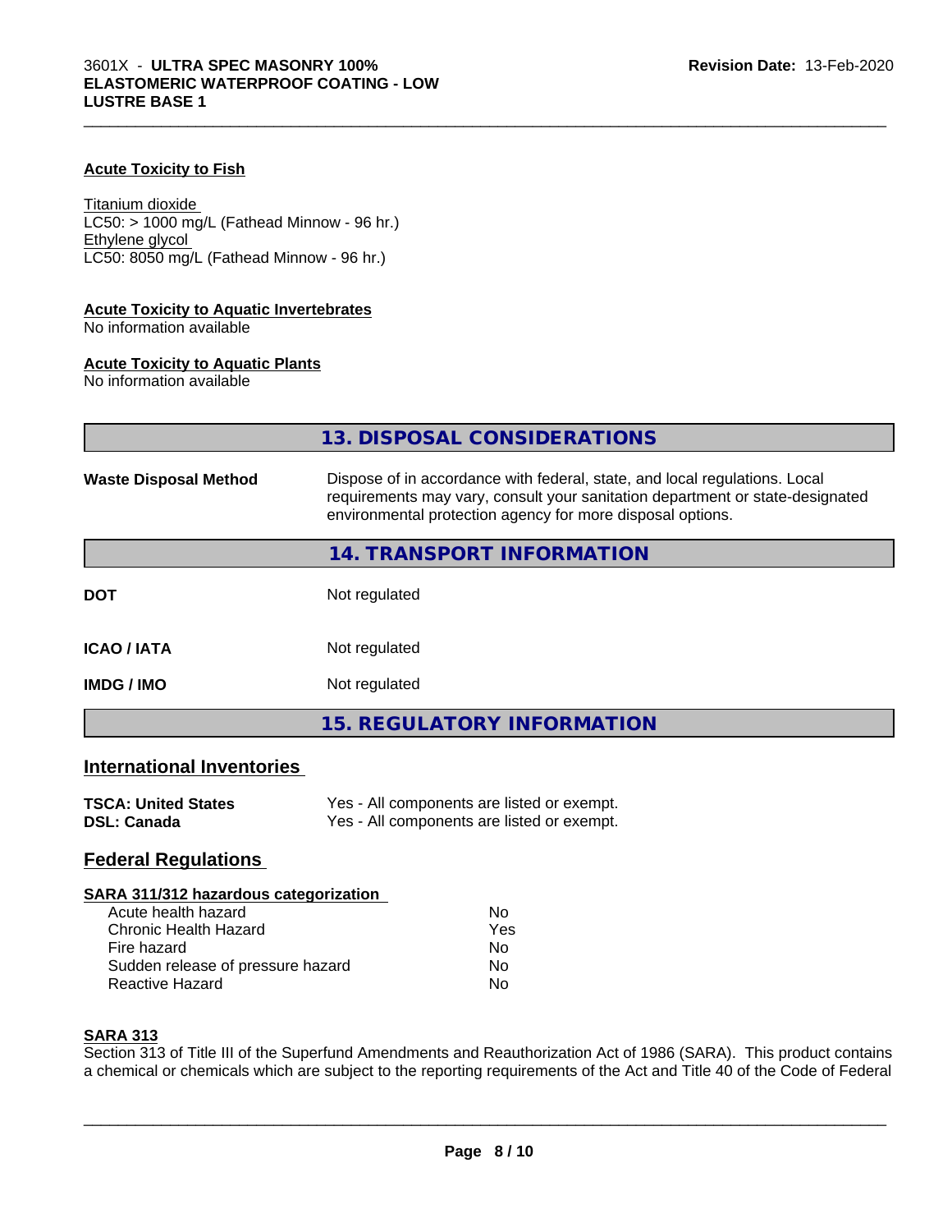**Acute Toxicity to Fish**

Titanium dioxide
LC50: > 1000 mg/L (Fathead Minnow - 96 hr.)
Ethylene glycol
LC50: 8050 mg/L (Fathead Minnow - 96 hr.)

**Acute Toxicity to Aquatic Invertebrates**
No information available

**Acute Toxicity to Aquatic Plants**
No information available

## 13. DISPOSAL CONSIDERATIONS

**Waste Disposal Method** Dispose of in accordance with federal, state, and local regulations. Local requirements may vary, consult your sanitation department or state-designated environmental protection agency for more disposal options.

## 14. TRANSPORT INFORMATION

| | |
|---|---|
| **DOT** | Not regulated |
| **ICAO / IATA** | Not regulated |
| **IMDG / IMO** | Not regulated |

## 15. REGULATORY INFORMATION

### International Inventories

| | |
|---|---|
| **TSCA: United States** | Yes - All components are listed or exempt. |
| **DSL: Canada** | Yes - All components are listed or exempt. |

### Federal Regulations

**SARA 311/312 hazardous categorization**

| | |
|---|---|
| Acute health hazard | No |
| Chronic Health Hazard | Yes |
| Fire hazard | No |
| Sudden release of pressure hazard | No |
| Reactive Hazard | No |

**SARA 313**
Section 313 of Title III of the Superfund Amendments and Reauthorization Act of 1986 (SARA). This product contains a chemical or chemicals which are subject to the reporting requirements of the Act and Title 40 of the Code of Federal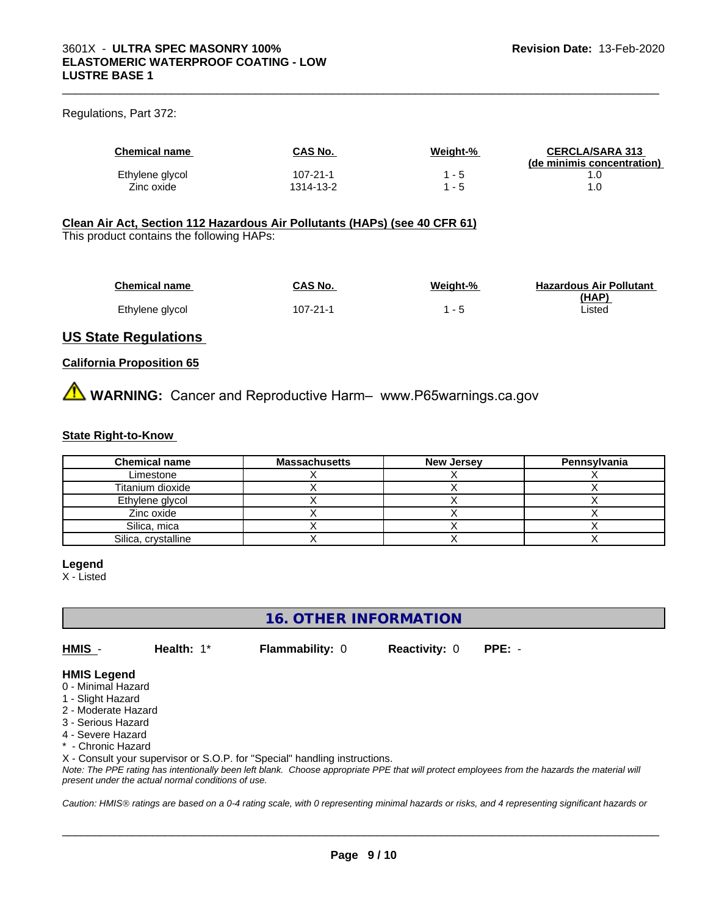Regulations, Part 372:

| Chemical name | CAS No. | Weight-% | CERCLA/SARA 313 (de minimis concentration) |
|---|---|---|---|
| Ethylene glycol | 107-21-1 | 1 - 5 | 1.0 |
| Zinc oxide | 1314-13-2 | 1 - 5 | 1.0 |

**Clean Air Act, Section 112 Hazardous Air Pollutants (HAPs) (see 40 CFR 61)**
This product contains the following HAPs:

| Chemical name | CAS No. | Weight-% | Hazardous Air Pollutant (HAP) |
|---|---|---|---|
| Ethylene glycol | 107-21-1 | 1 - 5 | Listed |

## US State Regulations

**California Proposition 65**

⚠ **WARNING:** Cancer and Reproductive Harm– www.P65warnings.ca.gov

**State Right-to-Know**

| Chemical name | Massachusetts | New Jersey | Pennsylvania |
|---|---|---|---|
| Limestone | X | X | X |
| Titanium dioxide | X | X | X |
| Ethylene glycol | X | X | X |
| Zinc oxide | X | X | X |
| Silica, mica | X | X | X |
| Silica, crystalline | X | X | X |

**Legend**
X - Listed

## 16. OTHER INFORMATION

**HMIS** - **Health:** 1* **Flammability:** 0 **Reactivity:** 0 **PPE:** -

**HMIS Legend**
0 - Minimal Hazard
1 - Slight Hazard
2 - Moderate Hazard
3 - Serious Hazard
4 - Severe Hazard
* - Chronic Hazard
X - Consult your supervisor or S.O.P. for "Special" handling instructions.
*Note: The PPE rating has intentionally been left blank. Choose appropriate PPE that will protect employees from the hazards the material will present under the actual normal conditions of use.*

*Caution: HMIS® ratings are based on a 0-4 rating scale, with 0 representing minimal hazards or risks, and 4 representing significant hazards or*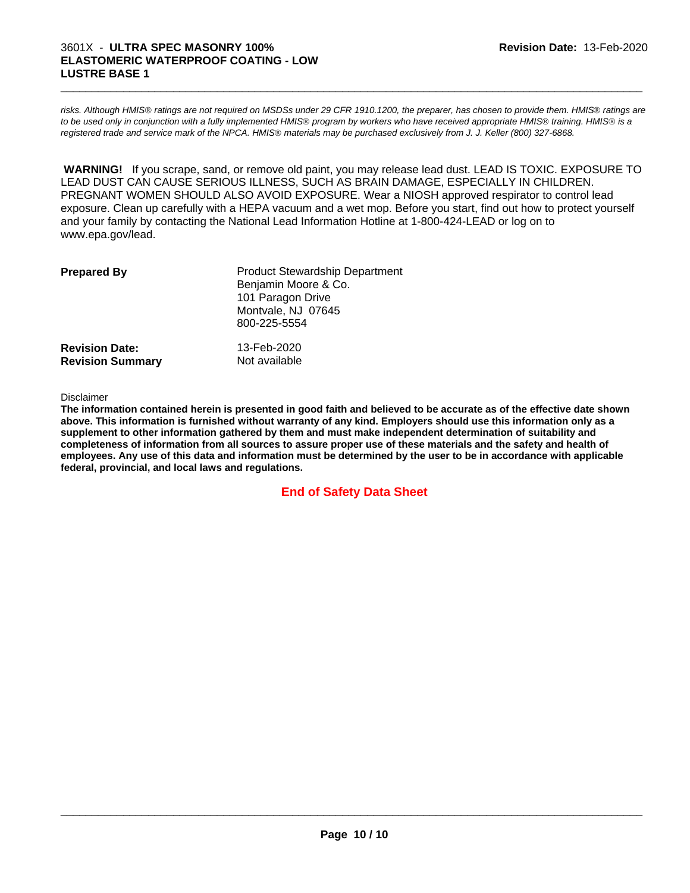*risks. Although HMIS® ratings are not required on MSDSs under 29 CFR 1910.1200, the preparer, has chosen to provide them. HMIS® ratings are to be used only in conjunction with a fully implemented HMIS® program by workers who have received appropriate HMIS® training. HMIS® is a registered trade and service mark of the NPCA. HMIS® materials may be purchased exclusively from J. J. Keller (800) 327-6868.*

**WARNING!** If you scrape, sand, or remove old paint, you may release lead dust. LEAD IS TOXIC. EXPOSURE TO LEAD DUST CAN CAUSE SERIOUS ILLNESS, SUCH AS BRAIN DAMAGE, ESPECIALLY IN CHILDREN. PREGNANT WOMEN SHOULD ALSO AVOID EXPOSURE. Wear a NIOSH approved respirator to control lead exposure. Clean up carefully with a HEPA vacuum and a wet mop. Before you start, find out how to protect yourself and your family by contacting the National Lead Information Hotline at 1-800-424-LEAD or log on to www.epa.gov/lead.

| | |
|---|---|
| **Prepared By** | Product Stewardship Department<br>Benjamin Moore & Co.<br>101 Paragon Drive<br>Montvale, NJ 07645<br>800-225-5554 |
| **Revision Date:** | 13-Feb-2020 |
| **Revision Summary** | Not available |

Disclaimer

**The information contained herein is presented in good faith and believed to be accurate as of the effective date shown above. This information is furnished without warranty of any kind. Employers should use this information only as a supplement to other information gathered by them and must make independent determination of suitability and completeness of information from all sources to assure proper use of these materials and the safety and health of employees. Any use of this data and information must be determined by the user to be in accordance with applicable federal, provincial, and local laws and regulations.**

**End of Safety Data Sheet**